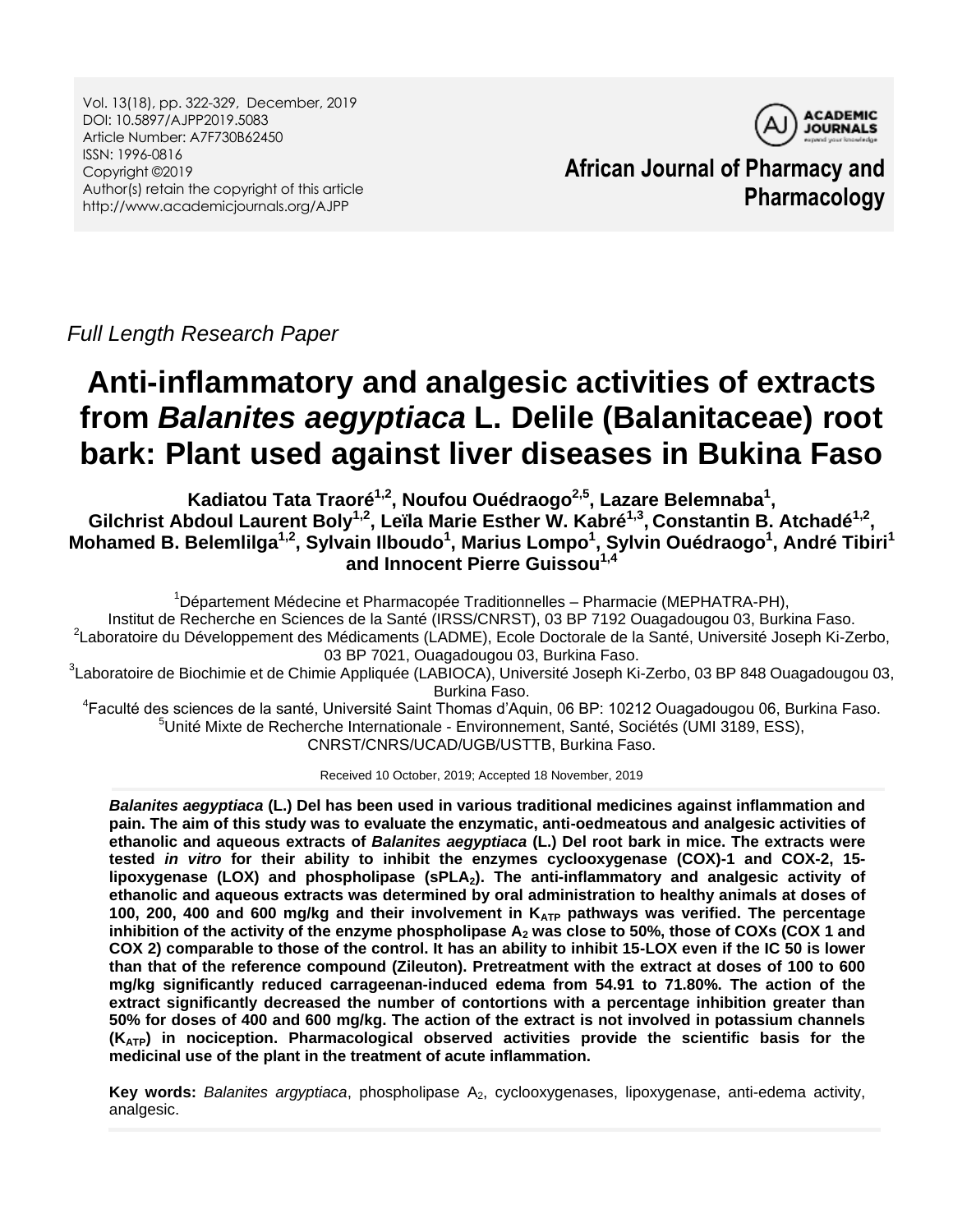*Full Length Research Paper*

# Anti-inflammatory and analgesic activities of extracts from *Balanites aegyptiaca* L. Delile (Balanitaceae) root bark: Plant used against liver diseases in Bukina Faso

**Kadiatou Tata Traoré[1,2], Noufou Ouédraogo[2,5], Lazare Belemnaba[1], Gilchrist Abdoul Laurent Boly[1,2], Leïla Marie Esther W. Kabré[1,3], Constantin B. Atchadé[1,2], Mohamed B. Belemlilga[1,2], Sylvain Ilboudo[1], Marius Lompo[1], Sylvin Ouédraogo[1], André Tibiri[1] and Innocent Pierre Guissou[1,4]**

[1]Département Médecine et Pharmacopée Traditionnelles – Pharmacie (MEPHATRA-PH), Institut de Recherche en Sciences de la Santé (IRSS/CNRST), 03 BP 7192 Ouagadougou 03, Burkina Faso.

[2]Laboratoire du Développement des Médicaments (LADME), Ecole Doctorale de la Santé, Université Joseph Ki-Zerbo, 03 BP 7021, Ouagadougou 03, Burkina Faso.

[3]Laboratoire de Biochimie et de Chimie Appliquée (LABIOCA), Université Joseph Ki-Zerbo, 03 BP 848 Ouagadougou 03, Burkina Faso.

[4]Faculté des sciences de la santé, Université Saint Thomas d'Aquin, 06 BP: 10212 Ouagadougou 06, Burkina Faso.

[5]Unité Mixte de Recherche Internationale - Environnement, Santé, Sociétés (UMI 3189, ESS), CNRST/CNRS/UCAD/UGB/USTTB, Burkina Faso.

Received 10 October, 2019; Accepted 18 November, 2019

***Balanites aegyptiaca*** **(L.) Del has been used in various traditional medicines against inflammation and pain. The aim of this study was to evaluate the enzymatic, anti-oedmeatous and analgesic activities of ethanolic and aqueous extracts of** ***Balanites aegyptiaca*** **(L.) Del root bark in mice. The extracts were tested** ***in vitro*** **for their ability to inhibit the enzymes cyclooxygenase (COX)-1 and COX-2, 15-lipoxygenase (LOX) and phospholipase ($sPLA_2$). The anti-inflammatory and analgesic activity of ethanolic and aqueous extracts was determined by oral administration to healthy animals at doses of 100, 200, 400 and 600 mg/kg and their involvement in $K_{ATP}$ pathways was verified. The percentage inhibition of the activity of the enzyme phospholipase $A_2$ was close to 50%, those of COXs (COX 1 and COX 2) comparable to those of the control. It has an ability to inhibit 15-LOX even if the IC 50 is lower than that of the reference compound (Zileuton). Pretreatment with the extract at doses of 100 to 600 mg/kg significantly reduced carrageenan-induced edema from 54.91 to 71.80%. The action of the extract significantly decreased the number of contortions with a percentage inhibition greater than 50% for doses of 400 and 600 mg/kg. The action of the extract is not involved in potassium channels ($K_{ATP}$) in nociception. Pharmacological observed activities provide the scientific basis for the medicinal use of the plant in the treatment of acute inflammation.**

**Key words:** *Balanites argyptiaca*, phospholipase $A_2$, cyclooxygenases, lipoxygenase, anti-edema activity, analgesic.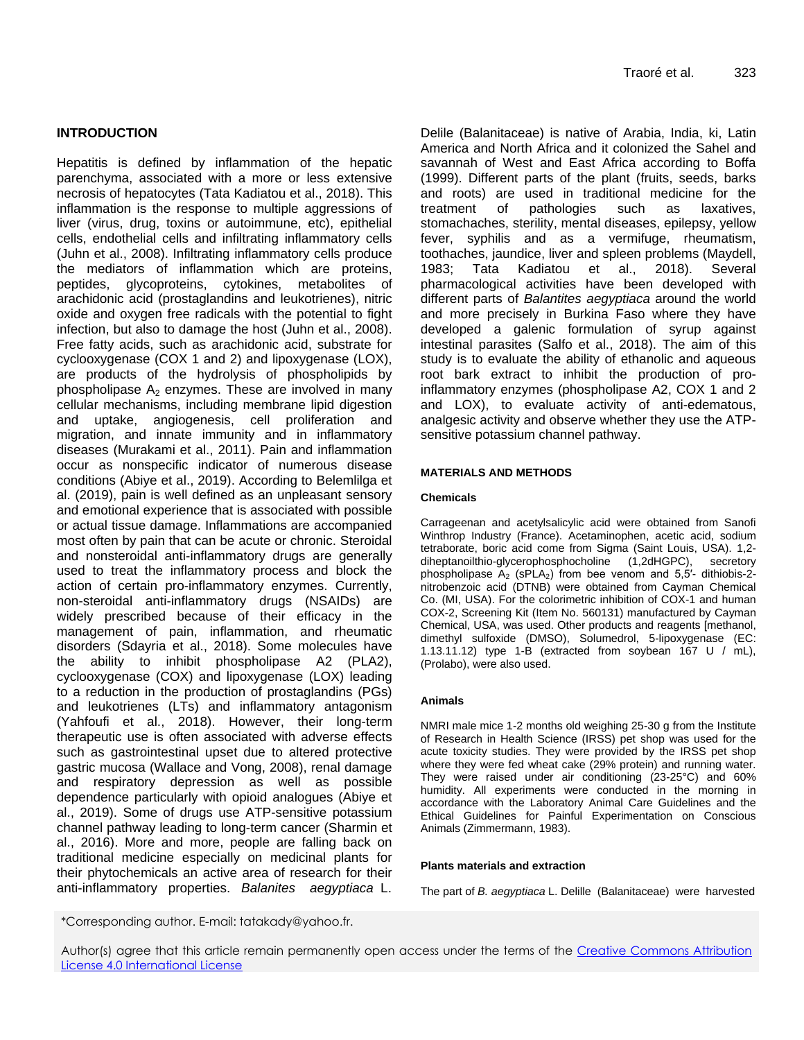## INTRODUCTION

Hepatitis is defined by inflammation of the hepatic parenchyma, associated with a more or less extensive necrosis of hepatocytes (Tata Kadiatou et al., 2018). This inflammation is the response to multiple aggressions of liver (virus, drug, toxins or autoimmune, etc), epithelial cells, endothelial cells and infiltrating inflammatory cells (Juhn et al., 2008). Infiltrating inflammatory cells produce the mediators of inflammation which are proteins, peptides, glycoproteins, cytokines, metabolites of arachidonic acid (prostaglandins and leukotrienes), nitric oxide and oxygen free radicals with the potential to fight infection, but also to damage the host (Juhn et al., 2008). Free fatty acids, such as arachidonic acid, substrate for cyclooxygenase (COX 1 and 2) and lipoxygenase (LOX), are products of the hydrolysis of phospholipids by phospholipase $A_2$ enzymes. These are involved in many cellular mechanisms, including membrane lipid digestion and uptake, angiogenesis, cell proliferation and migration, and innate immunity and in inflammatory diseases (Murakami et al., 2011). Pain and inflammation occur as nonspecific indicator of numerous disease conditions (Abiye et al., 2019). According to Belemlilga et al. (2019), pain is well defined as an unpleasant sensory and emotional experience that is associated with possible or actual tissue damage. Inflammations are accompanied most often by pain that can be acute or chronic. Steroidal and nonsteroidal anti-inflammatory drugs are generally used to treat the inflammatory process and block the action of certain pro-inflammatory enzymes. Currently, non-steroidal anti-inflammatory drugs (NSAIDs) are widely prescribed because of their efficacy in the management of pain, inflammation, and rheumatic disorders (Sdayria et al., 2018). Some molecules have the ability to inhibit phospholipase A2 (PLA2), cyclooxygenase (COX) and lipoxygenase (LOX) leading to a reduction in the production of prostaglandins (PGs) and leukotrienes (LTs) and inflammatory antagonism (Yahfoufi et al., 2018). However, their long-term therapeutic use is often associated with adverse effects such as gastrointestinal upset due to altered protective gastric mucosa (Wallace and Vong, 2008), renal damage and respiratory depression as well as possible dependence particularly with opioid analogues (Abiye et al., 2019). Some of drugs use ATP-sensitive potassium channel pathway leading to long-term cancer (Sharmin et al., 2016). More and more, people are falling back on traditional medicine especially on medicinal plants for their phytochemicals an active area of research for their anti-inflammatory properties. *Balanites aegyptiaca* L. Delile (Balanitaceae) is native of Arabia, India, ki, Latin America and North Africa and it colonized the Sahel and savannah of West and East Africa according to Boffa (1999). Different parts of the plant (fruits, seeds, barks and roots) are used in traditional medicine for the treatment of pathologies such as laxatives, stomachaches, sterility, mental diseases, epilepsy, yellow fever, syphilis and as a vermifuge, rheumatism, toothaches, jaundice, liver and spleen problems (Maydell, 1983; Tata Kadiatou et al., 2018). Several pharmacological activities have been developed with different parts of *Balantites aegyptiaca* around the world and more precisely in Burkina Faso where they have developed a galenic formulation of syrup against intestinal parasites (Salfo et al., 2018). The aim of this study is to evaluate the ability of ethanolic and aqueous root bark extract to inhibit the production of pro-inflammatory enzymes (phospholipase A2, COX 1 and 2 and LOX), to evaluate activity of anti-edematous, analgesic activity and observe whether they use the ATP-sensitive potassium channel pathway.

## MATERIALS AND METHODS

### Chemicals

Carrageenan and acetylsalicylic acid were obtained from Sanofi Winthrop Industry (France). Acetaminophen, acetic acid, sodium tetraborate, boric acid come from Sigma (Saint Louis, USA). 1,2-diheptanoilthio-glycerophosphocholine (1,2dHGPC), secretory phospholipase $A_2$ ($sPLA_2$) from bee venom and 5,5′- dithiobis-2-nitrobenzoic acid (DTNB) were obtained from Cayman Chemical Co. (MI, USA). For the colorimetric inhibition of COX-1 and human COX-2, Screening Kit (Item No. 560131) manufactured by Cayman Chemical, USA, was used. Other products and reagents [methanol, dimethyl sulfoxide (DMSO), Solumedrol, 5-lipoxygenase (EC: 1.13.11.12) type 1-B (extracted from soybean 167 U / mL), (Prolabo), were also used.

### Animals

NMRI male mice 1-2 months old weighing 25-30 g from the Institute of Research in Health Science (IRSS) pet shop was used for the acute toxicity studies. They were provided by the IRSS pet shop where they were fed wheat cake (29% protein) and running water. They were raised under air conditioning (23-25°C) and 60% humidity. All experiments were conducted in the morning in accordance with the Laboratory Animal Care Guidelines and the Ethical Guidelines for Painful Experimentation on Conscious Animals (Zimmermann, 1983).

### Plants materials and extraction

The part of *B. aegyptiaca* L. Delille (Balanitaceae) were harvested

*Corresponding author. E-mail: tatakady@yahoo.fr.

Author(s) agree that this article remain permanently open access under the terms of the Creative Commons Attribution License 4.0 International License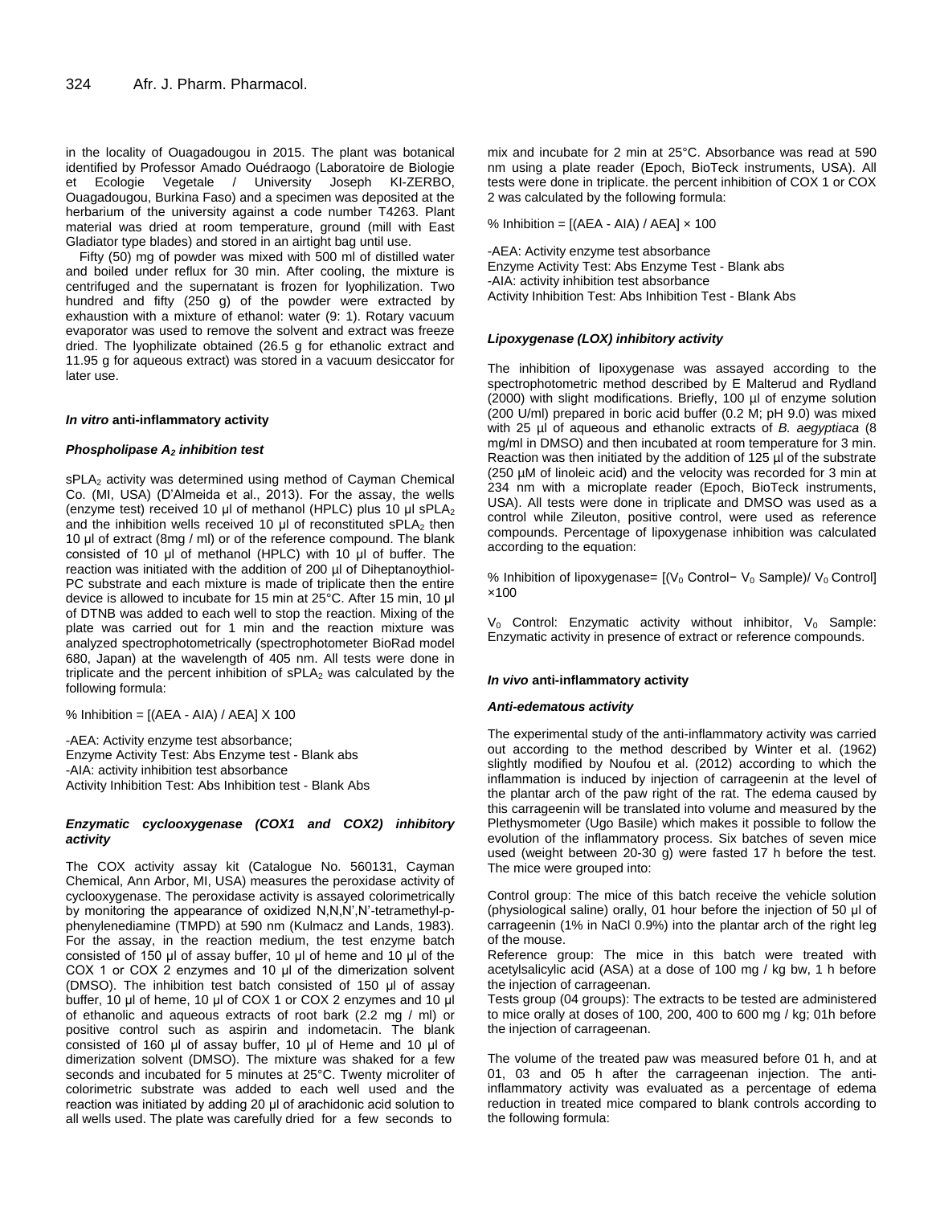in the locality of Ouagadougou in 2015. The plant was botanical identified by Professor Amado Ouédraogo (Laboratoire de Biologie et Ecologie Vegetale / University Joseph KI-ZERBO, Ouagadougou, Burkina Faso) and a specimen was deposited at the herbarium of the university against a code number T4263. Plant material was dried at room temperature, ground (mill with East Gladiator type blades) and stored in an airtight bag until use.

Fifty (50) mg of powder was mixed with 500 ml of distilled water and boiled under reflux for 30 min. After cooling, the mixture is centrifuged and the supernatant is frozen for lyophilization. Two hundred and fifty (250 g) of the powder were extracted by exhaustion with a mixture of ethanol: water (9: 1). Rotary vacuum evaporator was used to remove the solvent and extract was freeze dried. The lyophilizate obtained (26.5 g for ethanolic extract and 11.95 g for aqueous extract) was stored in a vacuum desiccator for later use.

### *In vitro* anti-inflammatory activity

#### *Phospholipase $A_2$ inhibition test*

$sPLA_2$ activity was determined using method of Cayman Chemical Co. (MI, USA) (D'Almeida et al., 2013). For the assay, the wells (enzyme test) received 10 µl of methanol (HPLC) plus 10 µl $sPLA_2$ and the inhibition wells received 10 µl of reconstituted $sPLA_2$ then 10 µl of extract (8mg / ml) or of the reference compound. The blank consisted of 10 µl of methanol (HPLC) with 10 µl of buffer. The reaction was initiated with the addition of 200 µl of Diheptanoythiol-PC substrate and each mixture is made of triplicate then the entire device is allowed to incubate for 15 min at 25°C. After 15 min, 10 µl of DTNB was added to each well to stop the reaction. Mixing of the plate was carried out for 1 min and the reaction mixture was analyzed spectrophotometrically (spectrophotometer BioRad model 680, Japan) at the wavelength of 405 nm. All tests were done in triplicate and the percent inhibition of $sPLA_2$ was calculated by the following formula:

% Inhibition = [(AEA - AIA) / AEA] X 100

-AEA: Activity enzyme test absorbance;
Enzyme Activity Test: Abs Enzyme test - Blank abs
-AIA: activity inhibition test absorbance
Activity Inhibition Test: Abs Inhibition test - Blank Abs

#### *Enzymatic cyclooxygenase (COX1 and COX2) inhibitory activity*

The COX activity assay kit (Catalogue No. 560131, Cayman Chemical, Ann Arbor, MI, USA) measures the peroxidase activity of cyclooxygenase. The peroxidase activity is assayed colorimetrically by monitoring the appearance of oxidized N,N,N',N'-tetramethyl-p-phenylenediamine (TMPD) at 590 nm (Kulmacz and Lands, 1983). For the assay, in the reaction medium, the test enzyme batch consisted of 150 µl of assay buffer, 10 µl of heme and 10 µl of the COX 1 or COX 2 enzymes and 10 µl of the dimerization solvent (DMSO). The inhibition test batch consisted of 150 µl of assay buffer, 10 µl of heme, 10 µl of COX 1 or COX 2 enzymes and 10 µl of ethanolic and aqueous extracts of root bark (2.2 mg / ml) or positive control such as aspirin and indometacin. The blank consisted of 160 µl of assay buffer, 10 µl of Heme and 10 µl of dimerization solvent (DMSO). The mixture was shaked for a few seconds and incubated for 5 minutes at 25°C. Twenty microliter of colorimetric substrate was added to each well used and the reaction was initiated by adding 20 µl of arachidonic acid solution to all wells used. The plate was carefully dried for a few seconds to mix and incubate for 2 min at 25°C. Absorbance was read at 590 nm using a plate reader (Epoch, BioTeck instruments, USA). All tests were done in triplicate. the percent inhibition of COX 1 or COX 2 was calculated by the following formula:

% Inhibition = [(AEA - AIA) / AEA] × 100

-AEA: Activity enzyme test absorbance
Enzyme Activity Test: Abs Enzyme Test - Blank abs
-AIA: activity inhibition test absorbance
Activity Inhibition Test: Abs Inhibition Test - Blank Abs

#### *Lipoxygenase (LOX) inhibitory activity*

The inhibition of lipoxygenase was assayed according to the spectrophotometric method described by E Malterud and Rydland (2000) with slight modifications. Briefly, 100 µl of enzyme solution (200 U/ml) prepared in boric acid buffer (0.2 M; pH 9.0) was mixed with 25 µl of aqueous and ethanolic extracts of *B. aegyptiaca* (8 mg/ml in DMSO) and then incubated at room temperature for 3 min. Reaction was then initiated by the addition of 125 µl of the substrate (250 µM of linoleic acid) and the velocity was recorded for 3 min at 234 nm with a microplate reader (Epoch, BioTeck instruments, USA). All tests were done in triplicate and DMSO was used as a control while Zileuton, positive control, were used as reference compounds. Percentage of lipoxygenase inhibition was calculated according to the equation:

% Inhibition of lipoxygenase= [($V_0$ Control− $V_0$ Sample)/ $V_0$ Control] ×100

$V_0$ Control: Enzymatic activity without inhibitor, $V_0$ Sample: Enzymatic activity in presence of extract or reference compounds.

### *In vivo* anti-inflammatory activity

#### *Anti-edematous activity*

The experimental study of the anti-inflammatory activity was carried out according to the method described by Winter et al. (1962) slightly modified by Noufou et al. (2012) according to which the inflammation is induced by injection of carrageenin at the level of the plantar arch of the paw right of the rat. The edema caused by this carrageenin will be translated into volume and measured by the Plethysmometer (Ugo Basile) which makes it possible to follow the evolution of the inflammatory process. Six batches of seven mice used (weight between 20-30 g) were fasted 17 h before the test. The mice were grouped into:

Control group: The mice of this batch receive the vehicle solution (physiological saline) orally, 01 hour before the injection of 50 µl of carrageenin (1% in NaCl 0.9%) into the plantar arch of the right leg of the mouse.
Reference group: The mice in this batch were treated with acetylsalicylic acid (ASA) at a dose of 100 mg / kg bw, 1 h before the injection of carrageenan.
Tests group (04 groups): The extracts to be tested are administered to mice orally at doses of 100, 200, 400 to 600 mg / kg; 01h before the injection of carrageenan.

The volume of the treated paw was measured before 01 h, and at 01, 03 and 05 h after the carrageenan injection. The anti-inflammatory activity was evaluated as a percentage of edema reduction in treated mice compared to blank controls according to the following formula: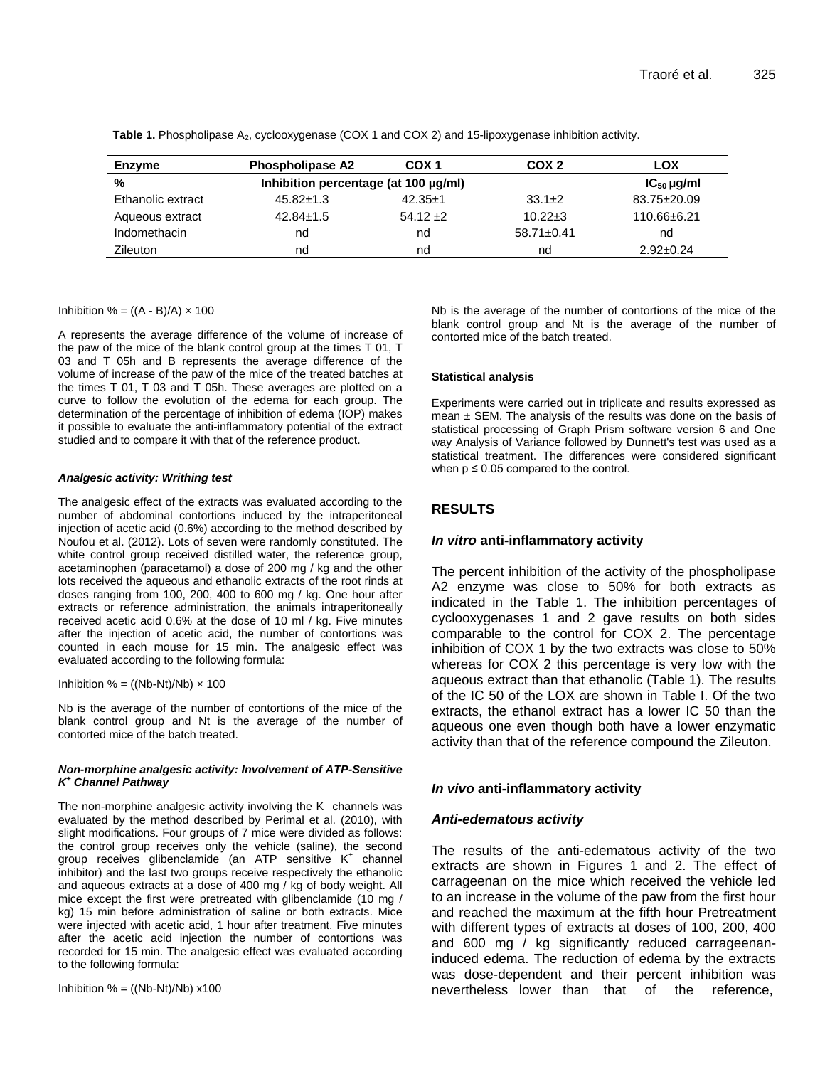**Table 1.** Phospholipase $A_2$, cyclooxygenase (COX 1 and COX 2) and 15-lipoxygenase inhibition activity.

| Enzyme | Phospholipase A2 | COX 1 | COX 2 | LOX |
|---|---|---|---|---|
| % | Inhibition percentage (at 100 µg/ml) | | | $IC_{50}$ µg/ml |
| Ethanolic extract | 45.82±1.3 | 42.35±1 | 33.1±2 | 83.75±20.09 |
| Aqueous extract | 42.84±1.5 | 54.12 ±2 | 10.22±3 | 110.66±6.21 |
| Indomethacin | nd | nd | 58.71±0.41 | nd |
| Zileuton | nd | nd | nd | 2.92±0.24 |

Inhibition % = ((A - B)/A) × 100

A represents the average difference of the volume of increase of the paw of the mice of the blank control group at the times T 01, T 03 and T 05h and B represents the average difference of the volume of increase of the paw of the mice of the treated batches at the times T 01, T 03 and T 05h. These averages are plotted on a curve to follow the evolution of the edema for each group. The determination of the percentage of inhibition of edema (IOP) makes it possible to evaluate the anti-inflammatory potential of the extract studied and to compare it with that of the reference product.

#### *Analgesic activity: Writhing test*

The analgesic effect of the extracts was evaluated according to the number of abdominal contortions induced by the intraperitoneal injection of acetic acid (0.6%) according to the method described by Noufou et al. (2012). Lots of seven were randomly constituted. The white control group received distilled water, the reference group, acetaminophen (paracetamol) a dose of 200 mg / kg and the other lots received the aqueous and ethanolic extracts of the root rinds at doses ranging from 100, 200, 400 to 600 mg / kg. One hour after extracts or reference administration, the animals intraperitoneally received acetic acid 0.6% at the dose of 10 ml / kg. Five minutes after the injection of acetic acid, the number of contortions was counted in each mouse for 15 min. The analgesic effect was evaluated according to the following formula:

Inhibition % = ((Nb-Nt)/Nb) × 100

Nb is the average of the number of contortions of the mice of the blank control group and Nt is the average of the number of contorted mice of the batch treated.

#### *Non-morphine analgesic activity: Involvement of ATP-Sensitive $K^+$ Channel Pathway*

The non-morphine analgesic activity involving the $K^+$ channels was evaluated by the method described by Perimal et al. (2010), with slight modifications. Four groups of 7 mice were divided as follows: the control group receives only the vehicle (saline), the second group receives glibenclamide (an ATP sensitive $K^+$ channel inhibitor) and the last two groups receive respectively the ethanolic and aqueous extracts at a dose of 400 mg / kg of body weight. All mice except the first were pretreated with glibenclamide (10 mg / kg) 15 min before administration of saline or both extracts. Mice were injected with acetic acid, 1 hour after treatment. Five minutes after the acetic acid injection the number of contortions was recorded for 15 min. The analgesic effect was evaluated according to the following formula:

Inhibition % = ((Nb-Nt)/Nb) x100

Nb is the average of the number of contortions of the mice of the blank control group and Nt is the average of the number of contorted mice of the batch treated.

#### Statistical analysis

Experiments were carried out in triplicate and results expressed as mean ± SEM. The analysis of the results was done on the basis of statistical processing of Graph Prism software version 6 and One way Analysis of Variance followed by Dunnett's test was used as a statistical treatment. The differences were considered significant when $p \leq 0.05$ compared to the control.

## RESULTS

### *In vitro* anti-inflammatory activity

The percent inhibition of the activity of the phospholipase A2 enzyme was close to 50% for both extracts as indicated in the Table 1. The inhibition percentages of cyclooxygenases 1 and 2 gave results on both sides comparable to the control for COX 2. The percentage inhibition of COX 1 by the two extracts was close to 50% whereas for COX 2 this percentage is very low with the aqueous extract than that ethanolic (Table 1). The results of the IC 50 of the LOX are shown in Table I. Of the two extracts, the ethanol extract has a lower IC 50 than the aqueous one even though both have a lower enzymatic activity than that of the reference compound the Zileuton.

### *In vivo* anti-inflammatory activity

#### *Anti-edematous activity*

The results of the anti-edematous activity of the two extracts are shown in Figures 1 and 2. The effect of carrageenan on the mice which received the vehicle led to an increase in the volume of the paw from the first hour and reached the maximum at the fifth hour Pretreatment with different types of extracts at doses of 100, 200, 400 and 600 mg / kg significantly reduced carrageenan-induced edema. The reduction of edema by the extracts was dose-dependent and their percent inhibition was nevertheless lower than that of the reference,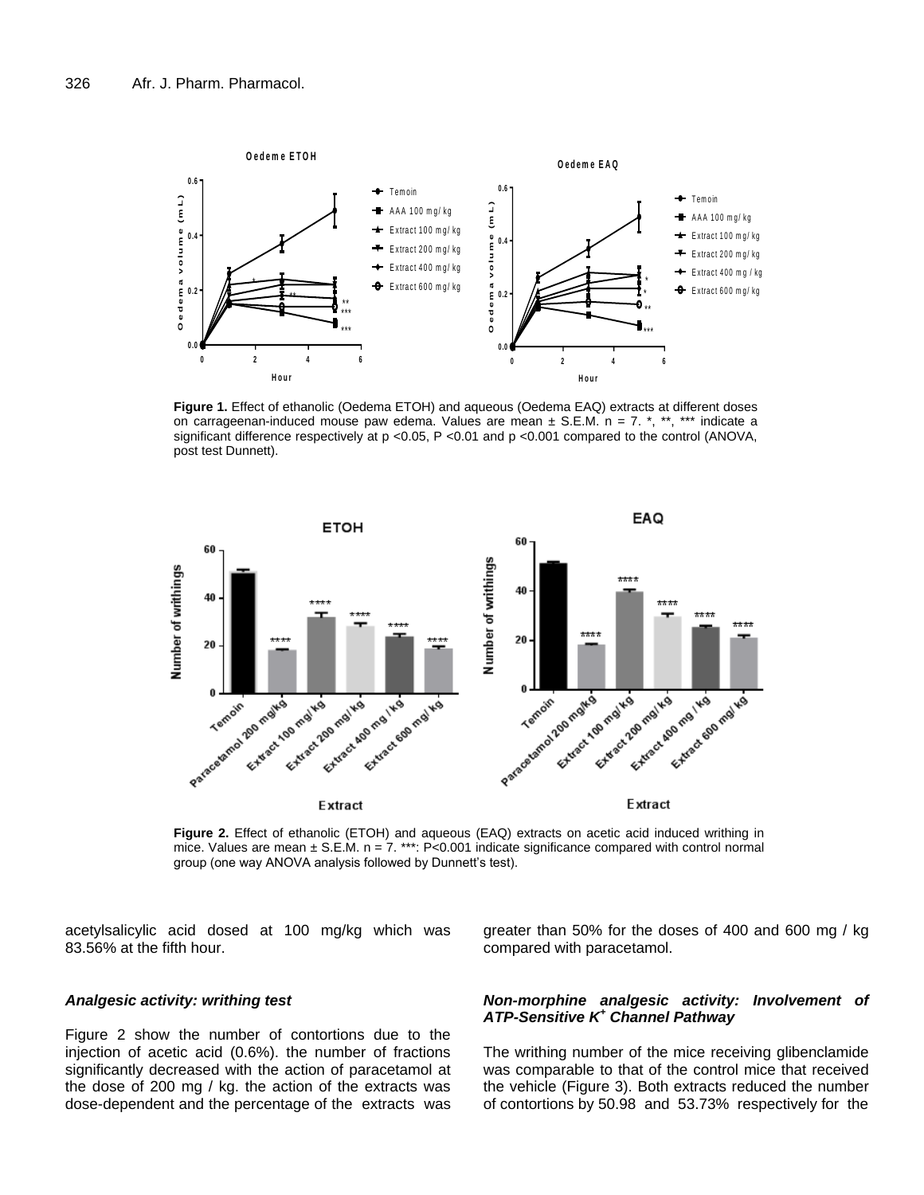**Figure 1.** Effect of ethanolic (Oedema ETOH) and aqueous (Oedema EAQ) extracts at different doses on carrageenan-induced mouse paw edema. Values are mean ± S.E.M. n = 7. *, **, *** indicate a significant difference respectively at p <0.05, P <0.01 and p <0.001 compared to the control (ANOVA, post test Dunnett).

**Figure 2.** Effect of ethanolic (ETOH) and aqueous (EAQ) extracts on acetic acid induced writhing in mice. Values are mean ± S.E.M. n = 7. ***: P<0.001 indicate significance compared with control normal group (one way ANOVA analysis followed by Dunnett's test).

acetylsalicylic acid dosed at 100 mg/kg which was 83.56% at the fifth hour.

### *Analgesic activity: writhing test*

Figure 2 show the number of contortions due to the injection of acetic acid (0.6%). the number of fractions significantly decreased with the action of paracetamol at the dose of 200 mg / kg. the action of the extracts was dose-dependent and the percentage of the extracts was greater than 50% for the doses of 400 and 600 mg / kg compared with paracetamol.

### *Non-morphine analgesic activity: Involvement of ATP-Sensitive $K^+$ Channel Pathway*

The writhing number of the mice receiving glibenclamide was comparable to that of the control mice that received the vehicle (Figure 3). Both extracts reduced the number of contortions by 50.98 and 53.73% respectively for the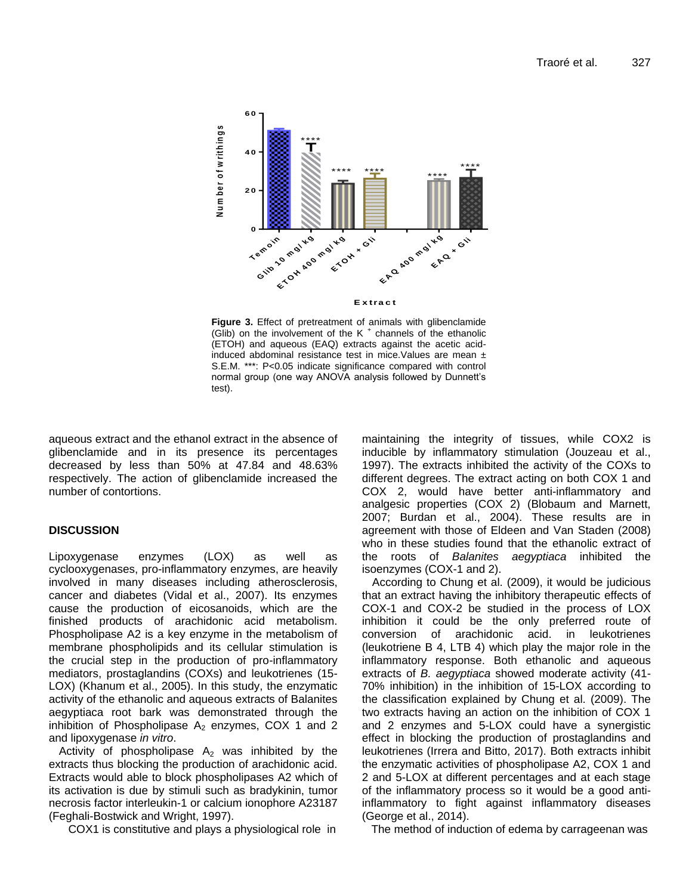**Figure 3.** Effect of pretreatment of animals with glibenclamide (Glib) on the involvement of the K $^{+}$ channels of the ethanolic (ETOH) and aqueous (EAQ) extracts against the acetic acid-induced abdominal resistance test in mice.Values are mean ± S.E.M. ***: P<0.05 indicate significance compared with control normal group (one way ANOVA analysis followed by Dunnett's test).

aqueous extract and the ethanol extract in the absence of glibenclamide and in its presence its percentages decreased by less than 50% at 47.84 and 48.63% respectively. The action of glibenclamide increased the number of contortions.

## DISCUSSION

Lipoxygenase enzymes (LOX) as well as cyclooxygenases, pro-inflammatory enzymes, are heavily involved in many diseases including atherosclerosis, cancer and diabetes (Vidal et al., 2007). Its enzymes cause the production of eicosanoids, which are the finished products of arachidonic acid metabolism. Phospholipase A2 is a key enzyme in the metabolism of membrane phospholipids and its cellular stimulation is the crucial step in the production of pro-inflammatory mediators, prostaglandins (COXs) and leukotrienes (15-LOX) (Khanum et al., 2005). In this study, the enzymatic activity of the ethanolic and aqueous extracts of Balanites aegyptiaca root bark was demonstrated through the inhibition of Phospholipase $A_2$ enzymes, COX 1 and 2 and lipoxygenase *in vitro*.

Activity of phospholipase $A_2$ was inhibited by the extracts thus blocking the production of arachidonic acid. Extracts would able to block phospholipases A2 which of its activation is due by stimuli such as bradykinin, tumor necrosis factor interleukin-1 or calcium ionophore A23187 (Feghali-Bostwick and Wright, 1997).

COX1 is constitutive and plays a physiological role in maintaining the integrity of tissues, while COX2 is inducible by inflammatory stimulation (Jouzeau et al., 1997). The extracts inhibited the activity of the COXs to different degrees. The extract acting on both COX 1 and COX 2, would have better anti-inflammatory and analgesic properties (COX 2) (Blobaum and Marnett, 2007; Burdan et al., 2004). These results are in agreement with those of Eldeen and Van Staden (2008) who in these studies found that the ethanolic extract of the roots of *Balanites aegyptiaca* inhibited the isoenzymes (COX-1 and 2).

According to Chung et al. (2009), it would be judicious that an extract having the inhibitory therapeutic effects of COX-1 and COX-2 be studied in the process of LOX inhibition it could be the only preferred route of conversion of arachidonic acid. in leukotrienes (leukotriene B 4, LTB 4) which play the major role in the inflammatory response. Both ethanolic and aqueous extracts of *B. aegyptiaca* showed moderate activity (41-70% inhibition) in the inhibition of 15-LOX according to the classification explained by Chung et al. (2009). The two extracts having an action on the inhibition of COX 1 and 2 enzymes and 5-LOX could have a synergistic effect in blocking the production of prostaglandins and leukotrienes (Irrera and Bitto, 2017). Both extracts inhibit the enzymatic activities of phospholipase A2, COX 1 and 2 and 5-LOX at different percentages and at each stage of the inflammatory process so it would be a good anti-inflammatory to fight against inflammatory diseases (George et al., 2014).

The method of induction of edema by carrageenan was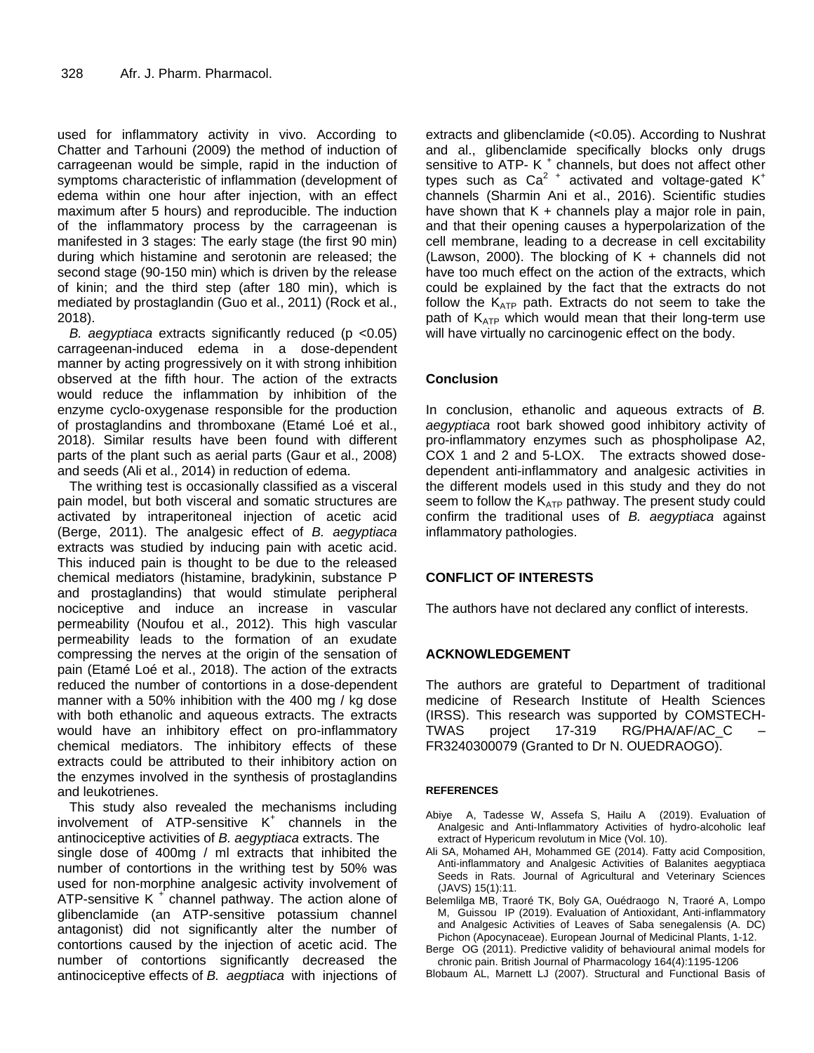used for inflammatory activity in vivo. According to Chatter and Tarhouni (2009) the method of induction of carrageenan would be simple, rapid in the induction of symptoms characteristic of inflammation (development of edema within one hour after injection, with an effect maximum after 5 hours) and reproducible. The induction of the inflammatory process by the carrageenan is manifested in 3 stages: The early stage (the first 90 min) during which histamine and serotonin are released; the second stage (90-150 min) which is driven by the release of kinin; and the third step (after 180 min), which is mediated by prostaglandin (Guo et al., 2011) (Rock et al., 2018).

*B. aegyptiaca* extracts significantly reduced ($p < 0.05$) carrageenan-induced edema in a dose-dependent manner by acting progressively on it with strong inhibition observed at the fifth hour. The action of the extracts would reduce the inflammation by inhibition of the enzyme cyclo-oxygenase responsible for the production of prostaglandins and thromboxane (Etamé Loé et al., 2018). Similar results have been found with different parts of the plant such as aerial parts (Gaur et al., 2008) and seeds (Ali et al., 2014) in reduction of edema.

The writhing test is occasionally classified as a visceral pain model, but both visceral and somatic structures are activated by intraperitoneal injection of acetic acid (Berge, 2011). The analgesic effect of *B. aegyptiaca* extracts was studied by inducing pain with acetic acid. This induced pain is thought to be due to the released chemical mediators (histamine, bradykinin, substance P and prostaglandins) that would stimulate peripheral nociceptive and induce an increase in vascular permeability (Noufou et al., 2012). This high vascular permeability leads to the formation of an exudate compressing the nerves at the origin of the sensation of pain (Etamé Loé et al., 2018). The action of the extracts reduced the number of contortions in a dose-dependent manner with a 50% inhibition with the 400 mg / kg dose with both ethanolic and aqueous extracts. The extracts would have an inhibitory effect on pro-inflammatory chemical mediators. The inhibitory effects of these extracts could be attributed to their inhibitory action on the enzymes involved in the synthesis of prostaglandins and leukotrienes.

This study also revealed the mechanisms including involvement of ATP-sensitive $K^+$ channels in the antinociceptive activities of *B. aegyptiaca* extracts. The single dose of 400mg / ml extracts that inhibited the number of contortions in the writhing test by 50% was used for non-morphine analgesic activity involvement of ATP-sensitive $K^+$ channel pathway. The action alone of glibenclamide (an ATP-sensitive potassium channel antagonist) did not significantly alter the number of contortions caused by the injection of acetic acid. The number of contortions significantly decreased the antinociceptive effects of *B. aegptiaca* with injections of extracts and glibenclamide (<0.05). According to Nushrat and al., glibenclamide specifically blocks only drugs sensitive to ATP- $K^+$ channels, but does not affect other types such as $Ca^{2+}$ activated and voltage-gated $K^+$ channels (Sharmin Ani et al., 2016). Scientific studies have shown that K + channels play a major role in pain, and that their opening causes a hyperpolarization of the cell membrane, leading to a decrease in cell excitability (Lawson, 2000). The blocking of K + channels did not have too much effect on the action of the extracts, which could be explained by the fact that the extracts do not follow the $K_{ATP}$ path. Extracts do not seem to take the path of $K_{ATP}$ which would mean that their long-term use will have virtually no carcinogenic effect on the body.

## Conclusion

In conclusion, ethanolic and aqueous extracts of *B. aegyptiaca* root bark showed good inhibitory activity of pro-inflammatory enzymes such as phospholipase A2, COX 1 and 2 and 5-LOX. The extracts showed dose-dependent anti-inflammatory and analgesic activities in the different models used in this study and they do not seem to follow the $K_{ATP}$ pathway. The present study could confirm the traditional uses of *B. aegyptiaca* against inflammatory pathologies.

## CONFLICT OF INTERESTS

The authors have not declared any conflict of interests.

## ACKNOWLEDGEMENT

The authors are grateful to Department of traditional medicine of Research Institute of Health Sciences (IRSS). This research was supported by COMSTECH-TWAS project 17-319 RG/PHA/AF/AC_C – FR3240300079 (Granted to Dr N. OUEDRAOGO).

## REFERENCES

Abiye A, Tadesse W, Assefa S, Hailu A (2019). Evaluation of Analgesic and Anti-Inflammatory Activities of hydro-alcoholic leaf extract of Hypericum revolutum in Mice (Vol. 10).

Ali SA, Mohamed AH, Mohammed GE (2014). Fatty acid Composition, Anti-inflammatory and Analgesic Activities of Balanites aegyptiaca Seeds in Rats. Journal of Agricultural and Veterinary Sciences (JAVS) 15(1):11.

Belemlilga MB, Traoré TK, Boly GA, Ouédraogo N, Traoré A, Lompo M, Guissou IP (2019). Evaluation of Antioxidant, Anti-inflammatory and Analgesic Activities of Leaves of Saba senegalensis (A. DC) Pichon (Apocynaceae). European Journal of Medicinal Plants, 1-12.

Berge OG (2011). Predictive validity of behavioural animal models for chronic pain. British Journal of Pharmacology 164(4):1195-1206

Blobaum AL, Marnett LJ (2007). Structural and Functional Basis of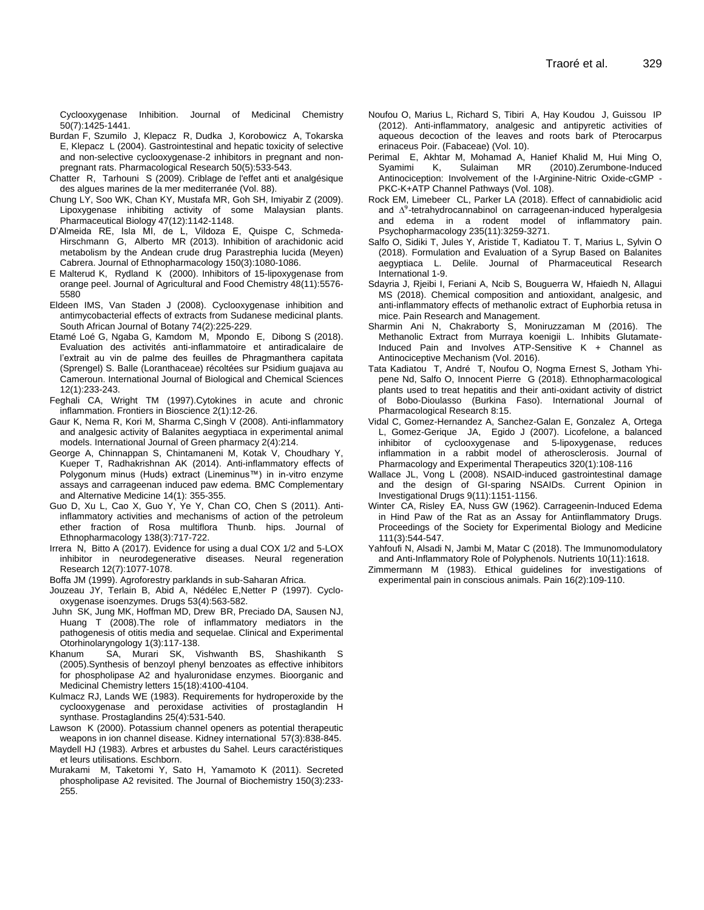Cyclooxygenase Inhibition. Journal of Medicinal Chemistry 50(7):1425-1441.

Burdan F, Szumilo J, Klepacz R, Dudka J, Korobowicz A, Tokarska E, Klepacz L (2004). Gastrointestinal and hepatic toxicity of selective and non-selective cyclooxygenase-2 inhibitors in pregnant and non-pregnant rats. Pharmacological Research 50(5):533-543.

Chatter R, Tarhouni S (2009). Criblage de l'effet anti et analgésique des algues marines de la mer mediterranée (Vol. 88).

Chung LY, Soo WK, Chan KY, Mustafa MR, Goh SH, Imiyabir Z (2009). Lipoxygenase inhibiting activity of some Malaysian plants. Pharmaceutical Biology 47(12):1142-1148.

D'Almeida RE, Isla MI, de L, Vildoza E, Quispe C, Schmeda-Hirschmann G, Alberto MR (2013). Inhibition of arachidonic acid metabolism by the Andean crude drug Parastrephia lucida (Meyen) Cabrera. Journal of Ethnopharmacology 150(3):1080-1086.

E Malterud K, Rydland K (2000). Inhibitors of 15-lipoxygenase from orange peel. Journal of Agricultural and Food Chemistry 48(11):5576-5580

Eldeen IMS, Van Staden J (2008). Cyclooxygenase inhibition and antimycobacterial effects of extracts from Sudanese medicinal plants. South African Journal of Botany 74(2):225-229.

Etamé Loé G, Ngaba G, Kamdom M, Mpondo E, Dibong S (2018). Evaluation des activités anti-inflammatoire et antiradicalaire de l'extrait au vin de palme des feuilles de Phragmanthera capitata (Sprengel) S. Balle (Loranthaceae) récoltées sur Psidium guajava au Cameroun. International Journal of Biological and Chemical Sciences 12(1):233-243.

Feghali CA, Wright TM (1997).Cytokines in acute and chronic inflammation. Frontiers in Bioscience 2(1):12-26.

Gaur K, Nema R, Kori M, Sharma C,Singh V (2008). Anti-inflammatory and analgesic activity of Balanites aegyptiaca in experimental animal models. International Journal of Green pharmacy 2(4):214.

George A, Chinnappan S, Chintamaneni M, Kotak V, Choudhary Y, Kueper T, Radhakrishnan AK (2014). Anti-inflammatory effects of Polygonum minus (Huds) extract (Lineminus™) in in-vitro enzyme assays and carrageenan induced paw edema. BMC Complementary and Alternative Medicine 14(1): 355-355.

Guo D, Xu L, Cao X, Guo Y, Ye Y, Chan CO, Chen S (2011). Anti-inflammatory activities and mechanisms of action of the petroleum ether fraction of Rosa multiflora Thunb. hips. Journal of Ethnopharmacology 138(3):717-722.

Irrera N, Bitto A (2017). Evidence for using a dual COX 1/2 and 5-LOX inhibitor in neurodegenerative diseases. Neural regeneration Research 12(7):1077-1078.

Boffa JM (1999). Agroforestry parklands in sub-Saharan Africa.

Jouzeau JY, Terlain B, Abid A, Nédélec E,Netter P (1997). Cyclo-oxygenase isoenzymes. Drugs 53(4):563-582.

Juhn SK, Jung MK, Hoffman MD, Drew BR, Preciado DA, Sausen NJ, Huang T (2008).The role of inflammatory mediators in the pathogenesis of otitis media and sequelae. Clinical and Experimental Otorhinolaryngology 1(3):117-138.

Khanum SA, Murari SK, Vishwanth BS, Shashikanth S (2005).Synthesis of benzoyl phenyl benzoates as effective inhibitors for phospholipase A2 and hyaluronidase enzymes. Bioorganic and Medicinal Chemistry letters 15(18):4100-4104.

Kulmacz RJ, Lands WE (1983). Requirements for hydroperoxide by the cyclooxygenase and peroxidase activities of prostaglandin H synthase. Prostaglandins 25(4):531-540.

Lawson K (2000). Potassium channel openers as potential therapeutic weapons in ion channel disease. Kidney international 57(3):838-845.

Maydell HJ (1983). Arbres et arbustes du Sahel. Leurs caractéristiques et leurs utilisations. Eschborn.

Murakami M, Taketomi Y, Sato H, Yamamoto K (2011). Secreted phospholipase A2 revisited. The Journal of Biochemistry 150(3):233-255.

Noufou O, Marius L, Richard S, Tibiri A, Hay Koudou J, Guissou IP (2012). Anti-inflammatory, analgesic and antipyretic activities of aqueous decoction of the leaves and roots bark of Pterocarpus erinaceus Poir. (Fabaceae) (Vol. 10).

Perimal E, Akhtar M, Mohamad A, Hanief Khalid M, Hui Ming O, Syamimi K, Sulaiman MR (2010).Zerumbone-Induced Antinociception: Involvement of the l-Arginine-Nitric Oxide-cGMP -PKC-K+ATP Channel Pathways (Vol. 108).

Rock EM, Limebeer CL, Parker LA (2018). Effect of cannabidiolic acid and $\Delta^9$-tetrahydrocannabinol on carrageenan-induced hyperalgesia and edema in a rodent model of inflammatory pain. Psychopharmacology 235(11):3259-3271.

Salfo O, Sidiki T, Jules Y, Aristide T, Kadiatou T. T, Marius L, Sylvin O (2018). Formulation and Evaluation of a Syrup Based on Balanites aegyptiaca L. Delile. Journal of Pharmaceutical Research International 1-9.

Sdayria J, Rjeibi I, Feriani A, Ncib S, Bouguerra W, Hfaiedh N, Allagui MS (2018). Chemical composition and antioxidant, analgesic, and anti-inflammatory effects of methanolic extract of Euphorbia retusa in mice. Pain Research and Management.

Sharmin Ani N, Chakraborty S, Moniruzzaman M (2016). The Methanolic Extract from Murraya koenigii L. Inhibits Glutamate-Induced Pain and Involves ATP-Sensitive K + Channel as Antinociceptive Mechanism (Vol. 2016).

Tata Kadiatou T, André T, Noufou O, Nogma Ernest S, Jotham Yhi-pene Nd, Salfo O, Innocent Pierre G (2018). Ethnopharmacological plants used to treat hepatitis and their anti-oxidant activity of district of Bobo-Dioulasso (Burkina Faso). International Journal of Pharmacological Research 8:15.

Vidal C, Gomez-Hernandez A, Sanchez-Galan E, Gonzalez A, Ortega L, Gomez-Gerique JA, Egido J (2007). Licofelone, a balanced inhibitor of cyclooxygenase and 5-lipoxygenase, reduces inflammation in a rabbit model of atherosclerosis. Journal of Pharmacology and Experimental Therapeutics 320(1):108-116

Wallace JL, Vong L (2008). NSAID-induced gastrointestinal damage and the design of GI-sparing NSAIDs. Current Opinion in Investigational Drugs 9(11):1151-1156.

Winter CA, Risley EA, Nuss GW (1962). Carrageenin-Induced Edema in Hind Paw of the Rat as an Assay for Antiinflammatory Drugs. Proceedings of the Society for Experimental Biology and Medicine 111(3):544-547.

Yahfoufi N, Alsadi N, Jambi M, Matar C (2018). The Immunomodulatory and Anti-Inflammatory Role of Polyphenols. Nutrients 10(11):1618.

Zimmermann M (1983). Ethical guidelines for investigations of experimental pain in conscious animals. Pain 16(2):109-110.